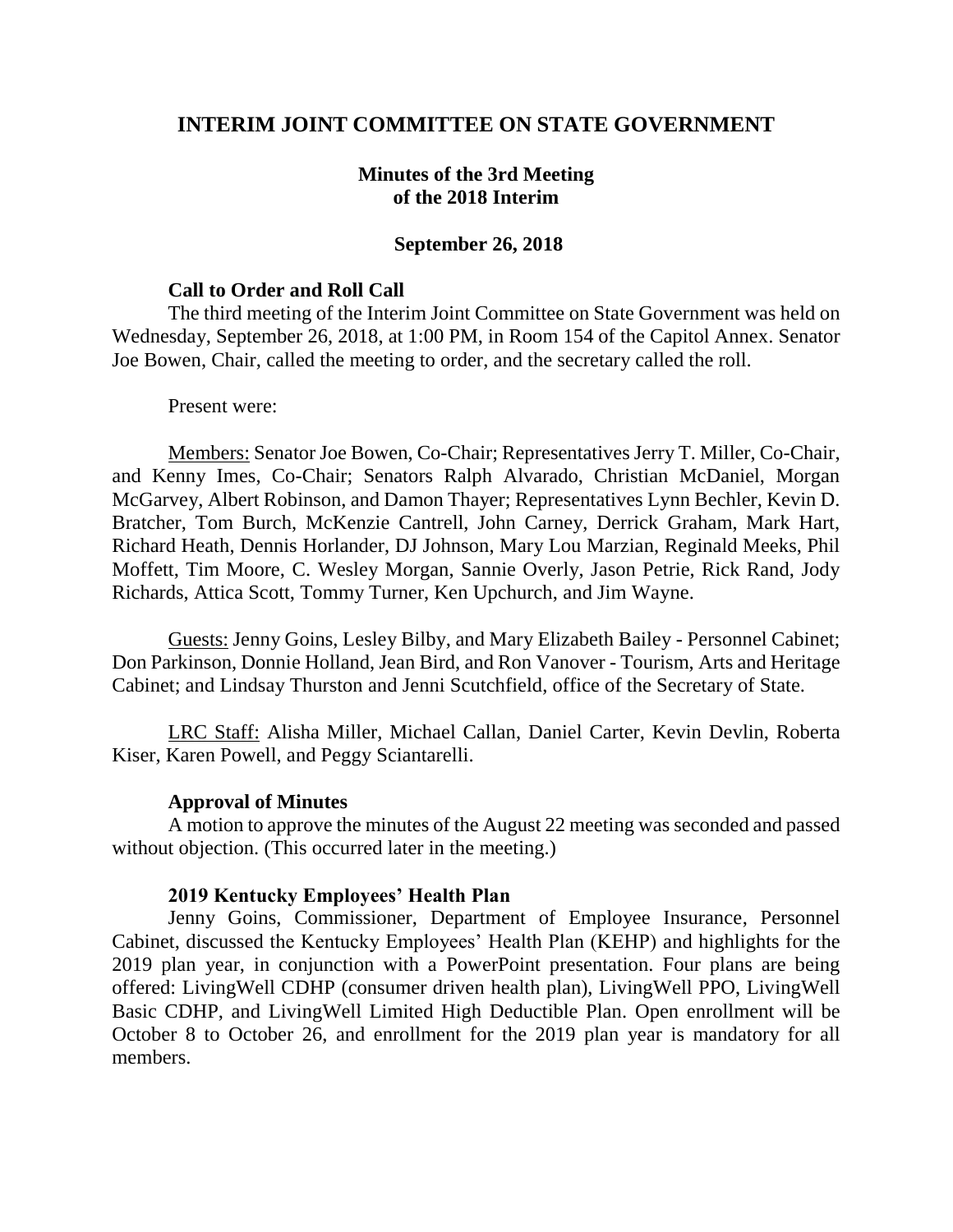# INTERIM JOINT COMMITTEE ON STATE GOVERNMENT

## Minutes of the 3rd Meeting of the 2018 Interim

### September 26, 2018

**Call to Order and Roll Call**

The third meeting of the Interim Joint Committee on State Government was held on Wednesday, September 26, 2018, at 1:00 PM, in Room 154 of the Capitol Annex. Senator Joe Bowen, Chair, called the meeting to order, and the secretary called the roll.

Present were:

Members: Senator Joe Bowen, Co-Chair; Representatives Jerry T. Miller, Co-Chair, and Kenny Imes, Co-Chair; Senators Ralph Alvarado, Christian McDaniel, Morgan McGarvey, Albert Robinson, and Damon Thayer; Representatives Lynn Bechler, Kevin D. Bratcher, Tom Burch, McKenzie Cantrell, John Carney, Derrick Graham, Mark Hart, Richard Heath, Dennis Horlander, DJ Johnson, Mary Lou Marzian, Reginald Meeks, Phil Moffett, Tim Moore, C. Wesley Morgan, Sannie Overly, Jason Petrie, Rick Rand, Jody Richards, Attica Scott, Tommy Turner, Ken Upchurch, and Jim Wayne.

Guests: Jenny Goins, Lesley Bilby, and Mary Elizabeth Bailey - Personnel Cabinet; Don Parkinson, Donnie Holland, Jean Bird, and Ron Vanover - Tourism, Arts and Heritage Cabinet; and Lindsay Thurston and Jenni Scutchfield, office of the Secretary of State.

LRC Staff: Alisha Miller, Michael Callan, Daniel Carter, Kevin Devlin, Roberta Kiser, Karen Powell, and Peggy Sciantarelli.

**Approval of Minutes**

A motion to approve the minutes of the August 22 meeting was seconded and passed without objection. (This occurred later in the meeting.)

**2019 Kentucky Employees' Health Plan**

Jenny Goins, Commissioner, Department of Employee Insurance, Personnel Cabinet, discussed the Kentucky Employees' Health Plan (KEHP) and highlights for the 2019 plan year, in conjunction with a PowerPoint presentation. Four plans are being offered: LivingWell CDHP (consumer driven health plan), LivingWell PPO, LivingWell Basic CDHP, and LivingWell Limited High Deductible Plan. Open enrollment will be October 8 to October 26, and enrollment for the 2019 plan year is mandatory for all members.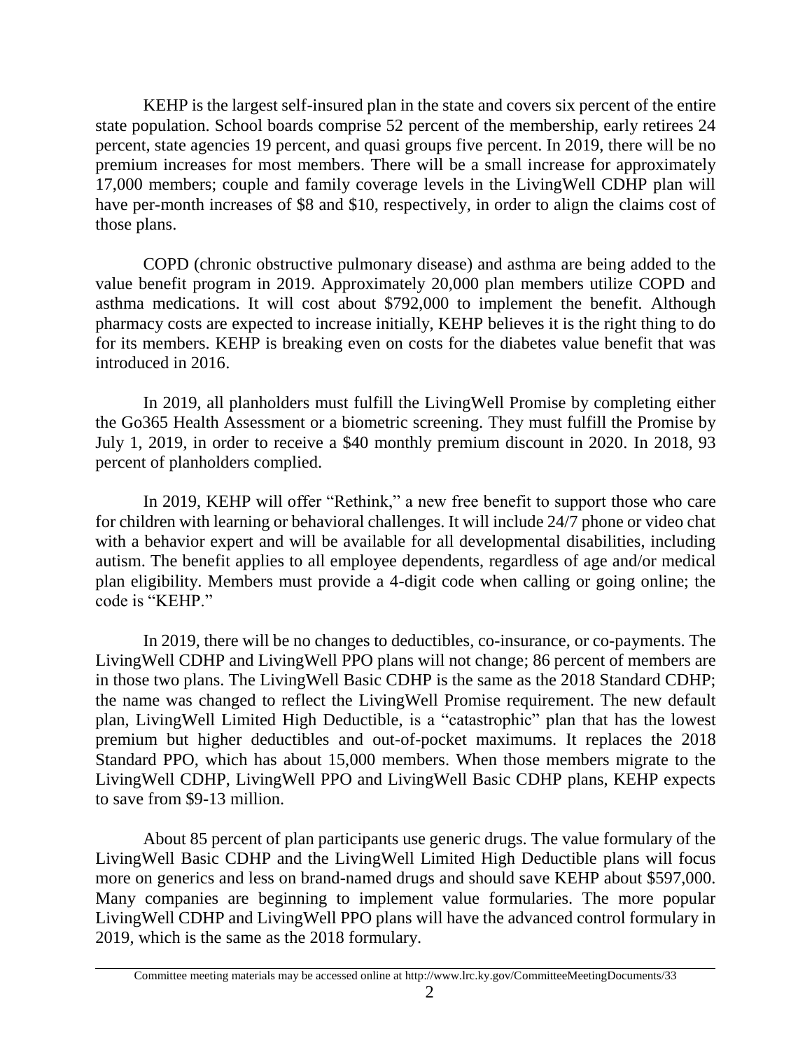KEHP is the largest self-insured plan in the state and covers six percent of the entire state population. School boards comprise 52 percent of the membership, early retirees 24 percent, state agencies 19 percent, and quasi groups five percent. In 2019, there will be no premium increases for most members. There will be a small increase for approximately 17,000 members; couple and family coverage levels in the LivingWell CDHP plan will have per-month increases of $8 and $10, respectively, in order to align the claims cost of those plans.

COPD (chronic obstructive pulmonary disease) and asthma are being added to the value benefit program in 2019. Approximately 20,000 plan members utilize COPD and asthma medications. It will cost about $792,000 to implement the benefit. Although pharmacy costs are expected to increase initially, KEHP believes it is the right thing to do for its members. KEHP is breaking even on costs for the diabetes value benefit that was introduced in 2016.

In 2019, all planholders must fulfill the LivingWell Promise by completing either the Go365 Health Assessment or a biometric screening. They must fulfill the Promise by July 1, 2019, in order to receive a $40 monthly premium discount in 2020. In 2018, 93 percent of planholders complied.

In 2019, KEHP will offer "Rethink," a new free benefit to support those who care for children with learning or behavioral challenges. It will include 24/7 phone or video chat with a behavior expert and will be available for all developmental disabilities, including autism. The benefit applies to all employee dependents, regardless of age and/or medical plan eligibility. Members must provide a 4-digit code when calling or going online; the code is "KEHP."

In 2019, there will be no changes to deductibles, co-insurance, or co-payments. The LivingWell CDHP and LivingWell PPO plans will not change; 86 percent of members are in those two plans. The LivingWell Basic CDHP is the same as the 2018 Standard CDHP; the name was changed to reflect the LivingWell Promise requirement. The new default plan, LivingWell Limited High Deductible, is a "catastrophic" plan that has the lowest premium but higher deductibles and out-of-pocket maximums. It replaces the 2018 Standard PPO, which has about 15,000 members. When those members migrate to the LivingWell CDHP, LivingWell PPO and LivingWell Basic CDHP plans, KEHP expects to save from $9-13 million.

About 85 percent of plan participants use generic drugs. The value formulary of the LivingWell Basic CDHP and the LivingWell Limited High Deductible plans will focus more on generics and less on brand-named drugs and should save KEHP about $597,000. Many companies are beginning to implement value formularies. The more popular LivingWell CDHP and LivingWell PPO plans will have the advanced control formulary in 2019, which is the same as the 2018 formulary.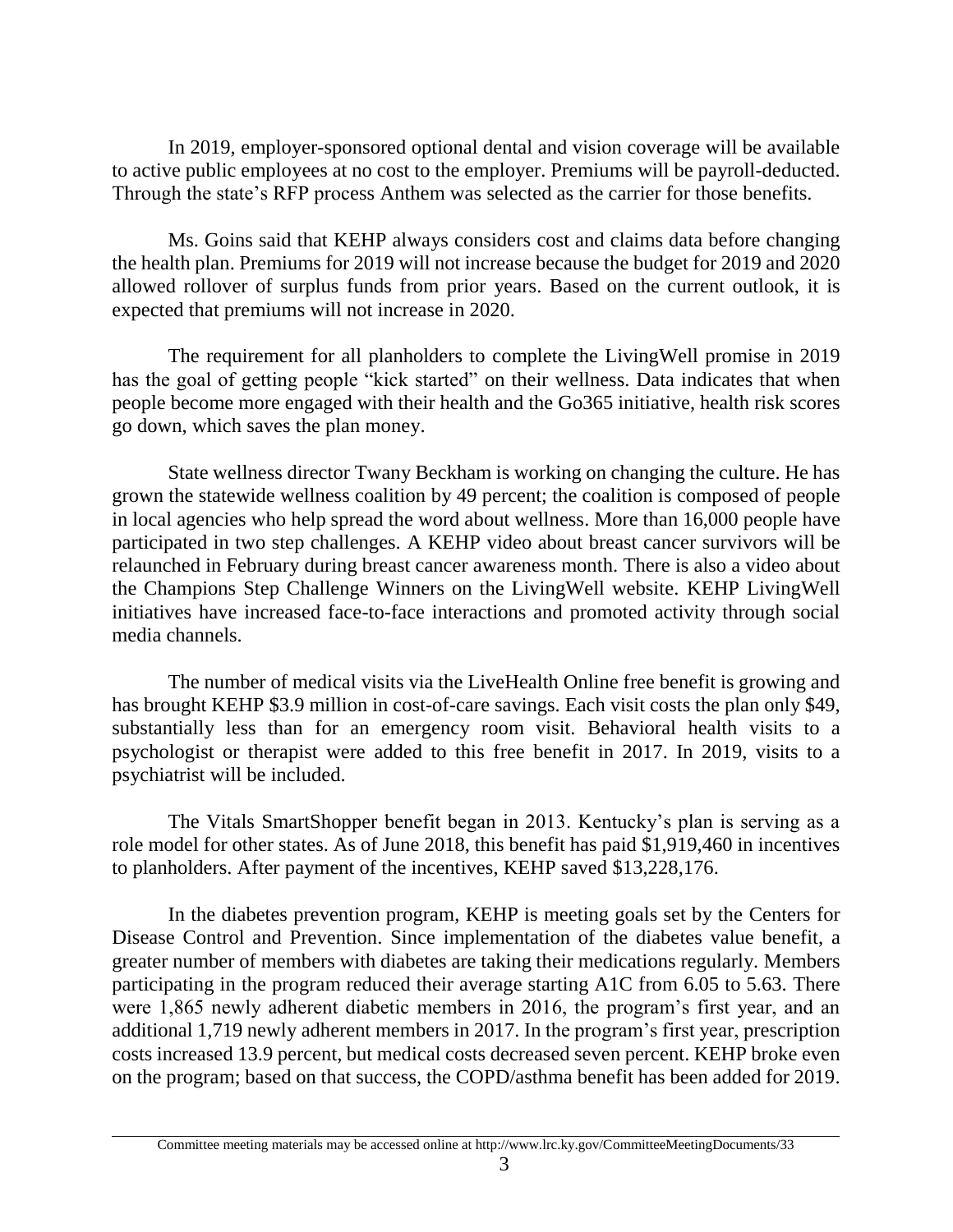In 2019, employer-sponsored optional dental and vision coverage will be available to active public employees at no cost to the employer. Premiums will be payroll-deducted. Through the state's RFP process Anthem was selected as the carrier for those benefits.

Ms. Goins said that KEHP always considers cost and claims data before changing the health plan. Premiums for 2019 will not increase because the budget for 2019 and 2020 allowed rollover of surplus funds from prior years. Based on the current outlook, it is expected that premiums will not increase in 2020.

The requirement for all planholders to complete the LivingWell promise in 2019 has the goal of getting people "kick started" on their wellness. Data indicates that when people become more engaged with their health and the Go365 initiative, health risk scores go down, which saves the plan money.

State wellness director Twany Beckham is working on changing the culture. He has grown the statewide wellness coalition by 49 percent; the coalition is composed of people in local agencies who help spread the word about wellness. More than 16,000 people have participated in two step challenges. A KEHP video about breast cancer survivors will be relaunched in February during breast cancer awareness month. There is also a video about the Champions Step Challenge Winners on the LivingWell website. KEHP LivingWell initiatives have increased face-to-face interactions and promoted activity through social media channels.

The number of medical visits via the LiveHealth Online free benefit is growing and has brought KEHP $3.9 million in cost-of-care savings. Each visit costs the plan only $49, substantially less than for an emergency room visit. Behavioral health visits to a psychologist or therapist were added to this free benefit in 2017. In 2019, visits to a psychiatrist will be included.

The Vitals SmartShopper benefit began in 2013. Kentucky's plan is serving as a role model for other states. As of June 2018, this benefit has paid $1,919,460 in incentives to planholders. After payment of the incentives, KEHP saved $13,228,176.

In the diabetes prevention program, KEHP is meeting goals set by the Centers for Disease Control and Prevention. Since implementation of the diabetes value benefit, a greater number of members with diabetes are taking their medications regularly. Members participating in the program reduced their average starting A1C from 6.05 to 5.63. There were 1,865 newly adherent diabetic members in 2016, the program's first year, and an additional 1,719 newly adherent members in 2017. In the program's first year, prescription costs increased 13.9 percent, but medical costs decreased seven percent. KEHP broke even on the program; based on that success, the COPD/asthma benefit has been added for 2019.

Committee meeting materials may be accessed online at http://www.lrc.ky.gov/CommitteeMeetingDocuments/33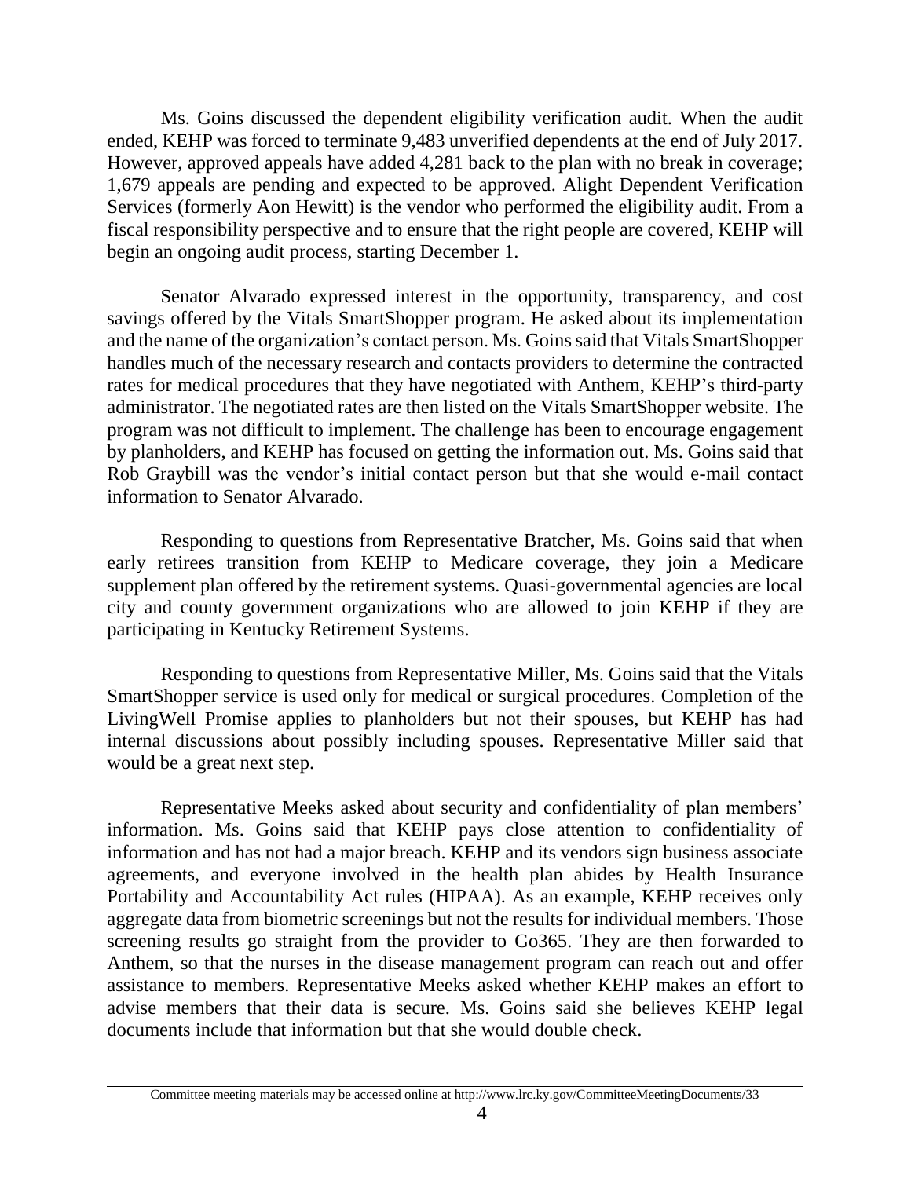Ms. Goins discussed the dependent eligibility verification audit. When the audit ended, KEHP was forced to terminate 9,483 unverified dependents at the end of July 2017. However, approved appeals have added 4,281 back to the plan with no break in coverage; 1,679 appeals are pending and expected to be approved. Alight Dependent Verification Services (formerly Aon Hewitt) is the vendor who performed the eligibility audit. From a fiscal responsibility perspective and to ensure that the right people are covered, KEHP will begin an ongoing audit process, starting December 1.

Senator Alvarado expressed interest in the opportunity, transparency, and cost savings offered by the Vitals SmartShopper program. He asked about its implementation and the name of the organization's contact person. Ms. Goins said that Vitals SmartShopper handles much of the necessary research and contacts providers to determine the contracted rates for medical procedures that they have negotiated with Anthem, KEHP's third-party administrator. The negotiated rates are then listed on the Vitals SmartShopper website. The program was not difficult to implement. The challenge has been to encourage engagement by planholders, and KEHP has focused on getting the information out. Ms. Goins said that Rob Graybill was the vendor's initial contact person but that she would e-mail contact information to Senator Alvarado.

Responding to questions from Representative Bratcher, Ms. Goins said that when early retirees transition from KEHP to Medicare coverage, they join a Medicare supplement plan offered by the retirement systems. Quasi-governmental agencies are local city and county government organizations who are allowed to join KEHP if they are participating in Kentucky Retirement Systems.

Responding to questions from Representative Miller, Ms. Goins said that the Vitals SmartShopper service is used only for medical or surgical procedures. Completion of the LivingWell Promise applies to planholders but not their spouses, but KEHP has had internal discussions about possibly including spouses. Representative Miller said that would be a great next step.

Representative Meeks asked about security and confidentiality of plan members' information. Ms. Goins said that KEHP pays close attention to confidentiality of information and has not had a major breach. KEHP and its vendors sign business associate agreements, and everyone involved in the health plan abides by Health Insurance Portability and Accountability Act rules (HIPAA). As an example, KEHP receives only aggregate data from biometric screenings but not the results for individual members. Those screening results go straight from the provider to Go365. They are then forwarded to Anthem, so that the nurses in the disease management program can reach out and offer assistance to members. Representative Meeks asked whether KEHP makes an effort to advise members that their data is secure. Ms. Goins said she believes KEHP legal documents include that information but that she would double check.

Committee meeting materials may be accessed online at http://www.lrc.ky.gov/CommitteeMeetingDocuments/33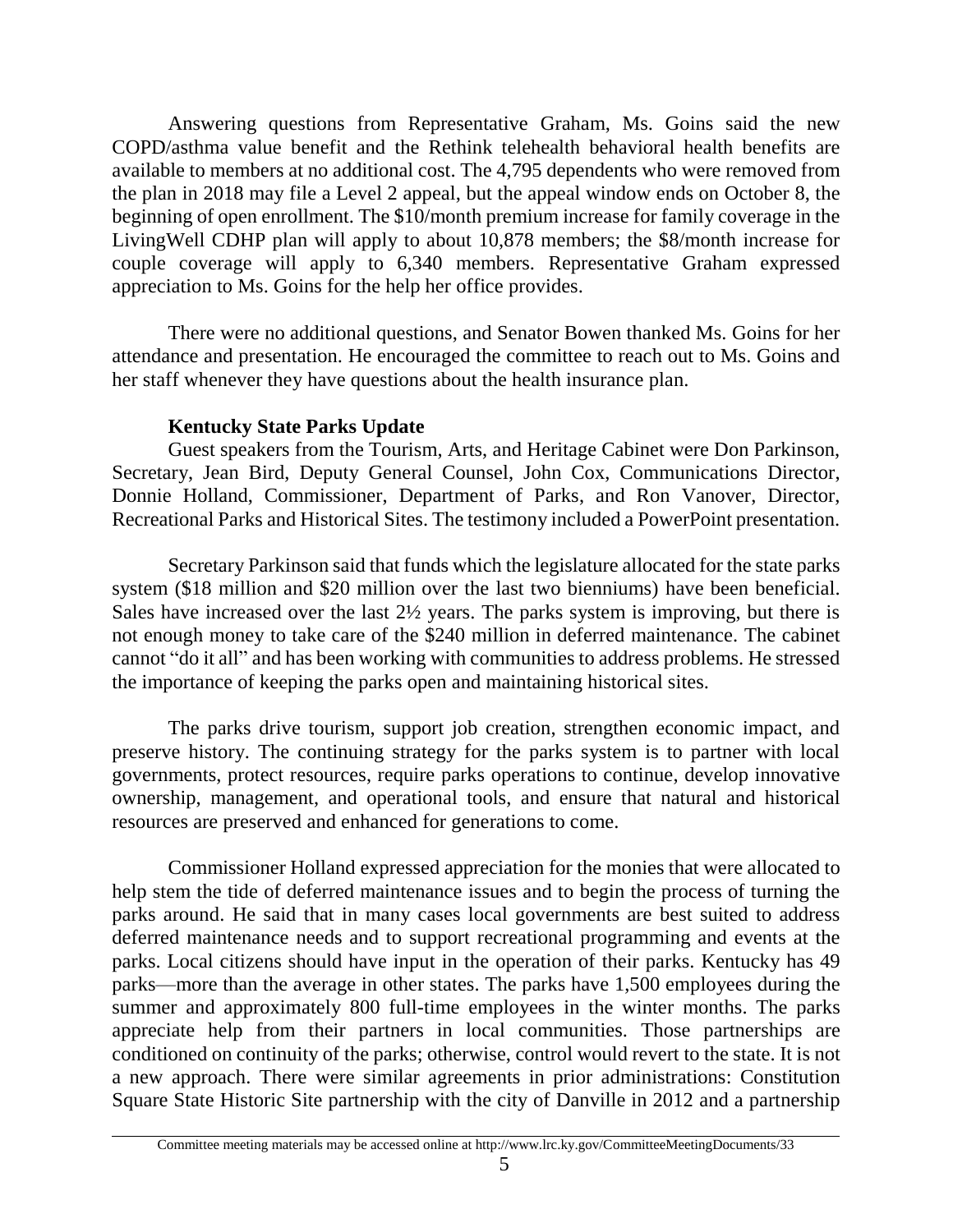Answering questions from Representative Graham, Ms. Goins said the new COPD/asthma value benefit and the Rethink telehealth behavioral health benefits are available to members at no additional cost. The 4,795 dependents who were removed from the plan in 2018 may file a Level 2 appeal, but the appeal window ends on October 8, the beginning of open enrollment. The $10/month premium increase for family coverage in the LivingWell CDHP plan will apply to about 10,878 members; the $8/month increase for couple coverage will apply to 6,340 members. Representative Graham expressed appreciation to Ms. Goins for the help her office provides.

There were no additional questions, and Senator Bowen thanked Ms. Goins for her attendance and presentation. He encouraged the committee to reach out to Ms. Goins and her staff whenever they have questions about the health insurance plan.

**Kentucky State Parks Update**

Guest speakers from the Tourism, Arts, and Heritage Cabinet were Don Parkinson, Secretary, Jean Bird, Deputy General Counsel, John Cox, Communications Director, Donnie Holland, Commissioner, Department of Parks, and Ron Vanover, Director, Recreational Parks and Historical Sites. The testimony included a PowerPoint presentation.

Secretary Parkinson said that funds which the legislature allocated for the state parks system ($18 million and $20 million over the last two bienniums) have been beneficial. Sales have increased over the last 2½ years. The parks system is improving, but there is not enough money to take care of the $240 million in deferred maintenance. The cabinet cannot "do it all" and has been working with communities to address problems. He stressed the importance of keeping the parks open and maintaining historical sites.

The parks drive tourism, support job creation, strengthen economic impact, and preserve history. The continuing strategy for the parks system is to partner with local governments, protect resources, require parks operations to continue, develop innovative ownership, management, and operational tools, and ensure that natural and historical resources are preserved and enhanced for generations to come.

Commissioner Holland expressed appreciation for the monies that were allocated to help stem the tide of deferred maintenance issues and to begin the process of turning the parks around. He said that in many cases local governments are best suited to address deferred maintenance needs and to support recreational programming and events at the parks. Local citizens should have input in the operation of their parks. Kentucky has 49 parks—more than the average in other states. The parks have 1,500 employees during the summer and approximately 800 full-time employees in the winter months. The parks appreciate help from their partners in local communities. Those partnerships are conditioned on continuity of the parks; otherwise, control would revert to the state. It is not a new approach. There were similar agreements in prior administrations: Constitution Square State Historic Site partnership with the city of Danville in 2012 and a partnership

Committee meeting materials may be accessed online at http://www.lrc.ky.gov/CommitteeMeetingDocuments/33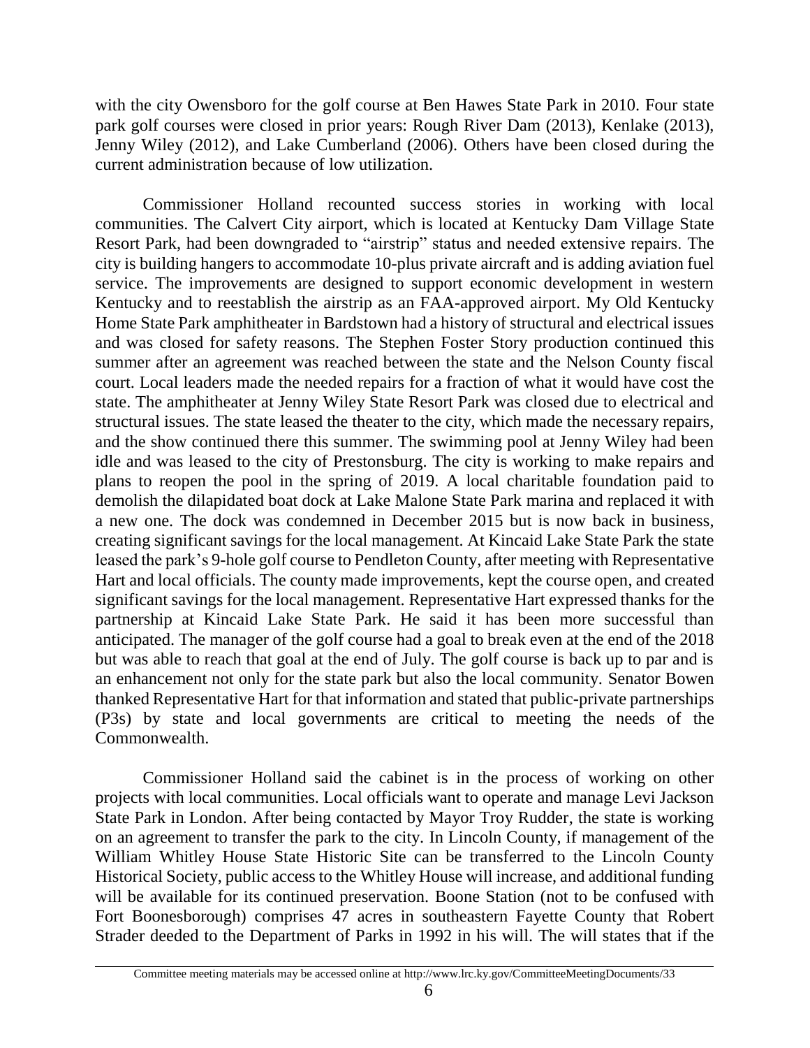with the city Owensboro for the golf course at Ben Hawes State Park in 2010. Four state park golf courses were closed in prior years: Rough River Dam (2013), Kenlake (2013), Jenny Wiley (2012), and Lake Cumberland (2006). Others have been closed during the current administration because of low utilization.

Commissioner Holland recounted success stories in working with local communities. The Calvert City airport, which is located at Kentucky Dam Village State Resort Park, had been downgraded to "airstrip" status and needed extensive repairs. The city is building hangers to accommodate 10-plus private aircraft and is adding aviation fuel service. The improvements are designed to support economic development in western Kentucky and to reestablish the airstrip as an FAA-approved airport. My Old Kentucky Home State Park amphitheater in Bardstown had a history of structural and electrical issues and was closed for safety reasons. The Stephen Foster Story production continued this summer after an agreement was reached between the state and the Nelson County fiscal court. Local leaders made the needed repairs for a fraction of what it would have cost the state. The amphitheater at Jenny Wiley State Resort Park was closed due to electrical and structural issues. The state leased the theater to the city, which made the necessary repairs, and the show continued there this summer. The swimming pool at Jenny Wiley had been idle and was leased to the city of Prestonsburg. The city is working to make repairs and plans to reopen the pool in the spring of 2019. A local charitable foundation paid to demolish the dilapidated boat dock at Lake Malone State Park marina and replaced it with a new one. The dock was condemned in December 2015 but is now back in business, creating significant savings for the local management. At Kincaid Lake State Park the state leased the park's 9-hole golf course to Pendleton County, after meeting with Representative Hart and local officials. The county made improvements, kept the course open, and created significant savings for the local management. Representative Hart expressed thanks for the partnership at Kincaid Lake State Park. He said it has been more successful than anticipated. The manager of the golf course had a goal to break even at the end of the 2018 but was able to reach that goal at the end of July. The golf course is back up to par and is an enhancement not only for the state park but also the local community. Senator Bowen thanked Representative Hart for that information and stated that public-private partnerships (P3s) by state and local governments are critical to meeting the needs of the Commonwealth.

Commissioner Holland said the cabinet is in the process of working on other projects with local communities. Local officials want to operate and manage Levi Jackson State Park in London. After being contacted by Mayor Troy Rudder, the state is working on an agreement to transfer the park to the city. In Lincoln County, if management of the William Whitley House State Historic Site can be transferred to the Lincoln County Historical Society, public access to the Whitley House will increase, and additional funding will be available for its continued preservation. Boone Station (not to be confused with Fort Boonesborough) comprises 47 acres in southeastern Fayette County that Robert Strader deeded to the Department of Parks in 1992 in his will. The will states that if the

Committee meeting materials may be accessed online at http://www.lrc.ky.gov/CommitteeMeetingDocuments/33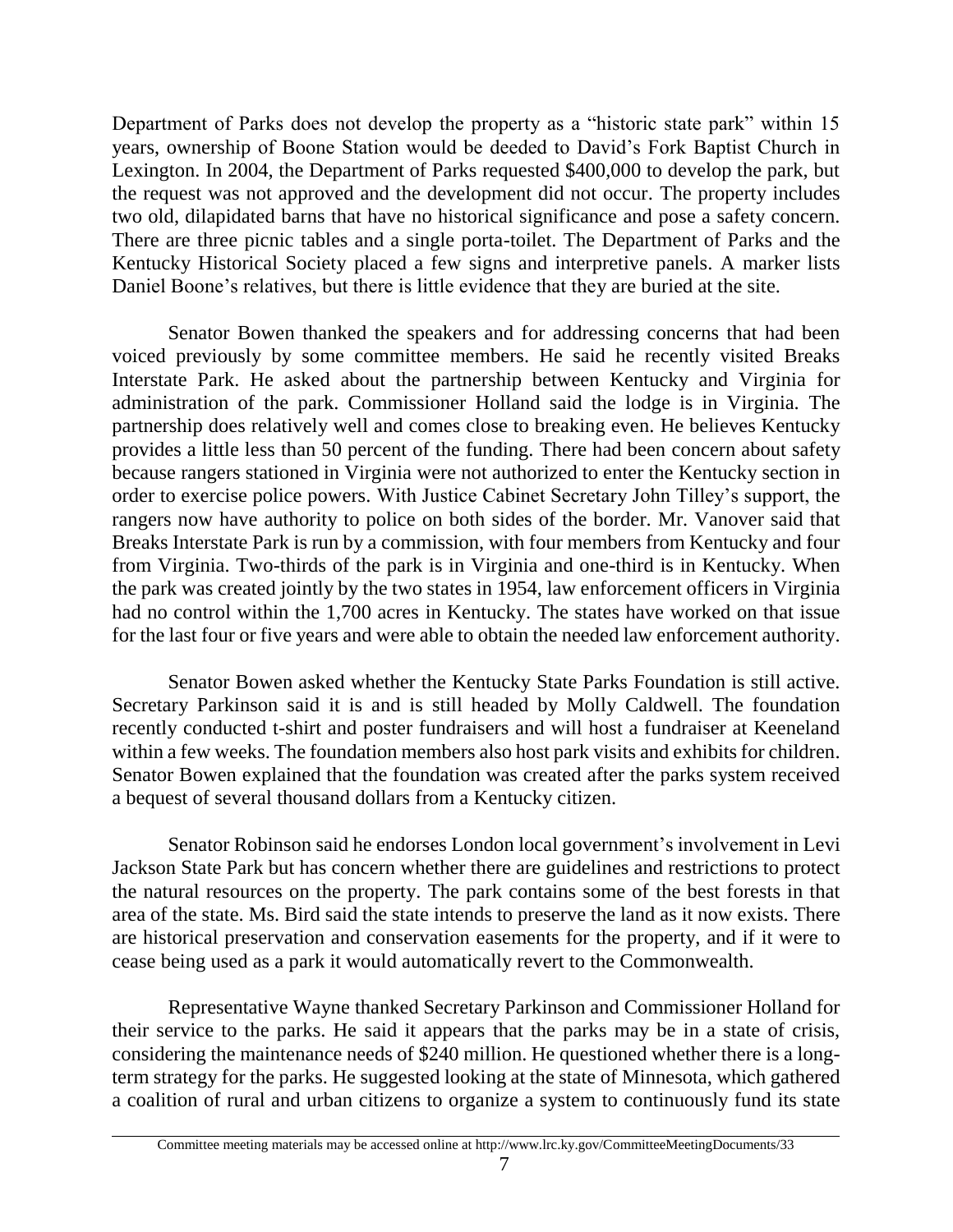Department of Parks does not develop the property as a "historic state park" within 15 years, ownership of Boone Station would be deeded to David's Fork Baptist Church in Lexington. In 2004, the Department of Parks requested $400,000 to develop the park, but the request was not approved and the development did not occur. The property includes two old, dilapidated barns that have no historical significance and pose a safety concern. There are three picnic tables and a single porta-toilet. The Department of Parks and the Kentucky Historical Society placed a few signs and interpretive panels. A marker lists Daniel Boone's relatives, but there is little evidence that they are buried at the site.

Senator Bowen thanked the speakers and for addressing concerns that had been voiced previously by some committee members. He said he recently visited Breaks Interstate Park. He asked about the partnership between Kentucky and Virginia for administration of the park. Commissioner Holland said the lodge is in Virginia. The partnership does relatively well and comes close to breaking even. He believes Kentucky provides a little less than 50 percent of the funding. There had been concern about safety because rangers stationed in Virginia were not authorized to enter the Kentucky section in order to exercise police powers. With Justice Cabinet Secretary John Tilley's support, the rangers now have authority to police on both sides of the border. Mr. Vanover said that Breaks Interstate Park is run by a commission, with four members from Kentucky and four from Virginia. Two-thirds of the park is in Virginia and one-third is in Kentucky. When the park was created jointly by the two states in 1954, law enforcement officers in Virginia had no control within the 1,700 acres in Kentucky. The states have worked on that issue for the last four or five years and were able to obtain the needed law enforcement authority.

Senator Bowen asked whether the Kentucky State Parks Foundation is still active. Secretary Parkinson said it is and is still headed by Molly Caldwell. The foundation recently conducted t-shirt and poster fundraisers and will host a fundraiser at Keeneland within a few weeks. The foundation members also host park visits and exhibits for children. Senator Bowen explained that the foundation was created after the parks system received a bequest of several thousand dollars from a Kentucky citizen.

Senator Robinson said he endorses London local government's involvement in Levi Jackson State Park but has concern whether there are guidelines and restrictions to protect the natural resources on the property. The park contains some of the best forests in that area of the state. Ms. Bird said the state intends to preserve the land as it now exists. There are historical preservation and conservation easements for the property, and if it were to cease being used as a park it would automatically revert to the Commonwealth.

Representative Wayne thanked Secretary Parkinson and Commissioner Holland for their service to the parks. He said it appears that the parks may be in a state of crisis, considering the maintenance needs of $240 million. He questioned whether there is a long-term strategy for the parks. He suggested looking at the state of Minnesota, which gathered a coalition of rural and urban citizens to organize a system to continuously fund its state

Committee meeting materials may be accessed online at http://www.lrc.ky.gov/CommitteeMeetingDocuments/33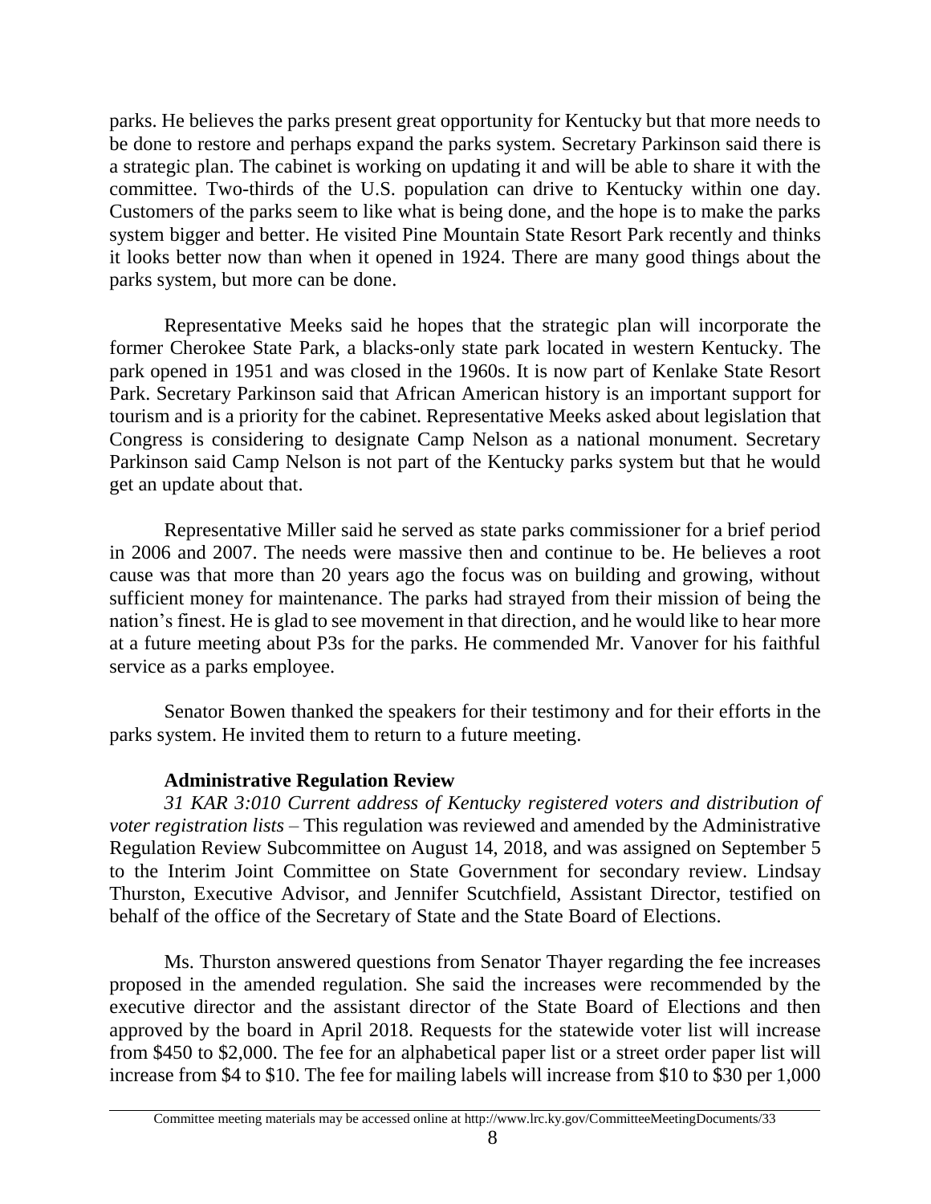parks. He believes the parks present great opportunity for Kentucky but that more needs to be done to restore and perhaps expand the parks system. Secretary Parkinson said there is a strategic plan. The cabinet is working on updating it and will be able to share it with the committee. Two-thirds of the U.S. population can drive to Kentucky within one day. Customers of the parks seem to like what is being done, and the hope is to make the parks system bigger and better. He visited Pine Mountain State Resort Park recently and thinks it looks better now than when it opened in 1924. There are many good things about the parks system, but more can be done.

Representative Meeks said he hopes that the strategic plan will incorporate the former Cherokee State Park, a blacks-only state park located in western Kentucky. The park opened in 1951 and was closed in the 1960s. It is now part of Kenlake State Resort Park. Secretary Parkinson said that African American history is an important support for tourism and is a priority for the cabinet. Representative Meeks asked about legislation that Congress is considering to designate Camp Nelson as a national monument. Secretary Parkinson said Camp Nelson is not part of the Kentucky parks system but that he would get an update about that.

Representative Miller said he served as state parks commissioner for a brief period in 2006 and 2007. The needs were massive then and continue to be. He believes a root cause was that more than 20 years ago the focus was on building and growing, without sufficient money for maintenance. The parks had strayed from their mission of being the nation's finest. He is glad to see movement in that direction, and he would like to hear more at a future meeting about P3s for the parks. He commended Mr. Vanover for his faithful service as a parks employee.

Senator Bowen thanked the speakers for their testimony and for their efforts in the parks system. He invited them to return to a future meeting.

**Administrative Regulation Review**

*31 KAR 3:010 Current address of Kentucky registered voters and distribution of voter registration lists* – This regulation was reviewed and amended by the Administrative Regulation Review Subcommittee on August 14, 2018, and was assigned on September 5 to the Interim Joint Committee on State Government for secondary review. Lindsay Thurston, Executive Advisor, and Jennifer Scutchfield, Assistant Director, testified on behalf of the office of the Secretary of State and the State Board of Elections.

Ms. Thurston answered questions from Senator Thayer regarding the fee increases proposed in the amended regulation. She said the increases were recommended by the executive director and the assistant director of the State Board of Elections and then approved by the board in April 2018. Requests for the statewide voter list will increase from $450 to $2,000. The fee for an alphabetical paper list or a street order paper list will increase from $4 to $10. The fee for mailing labels will increase from $10 to $30 per 1,000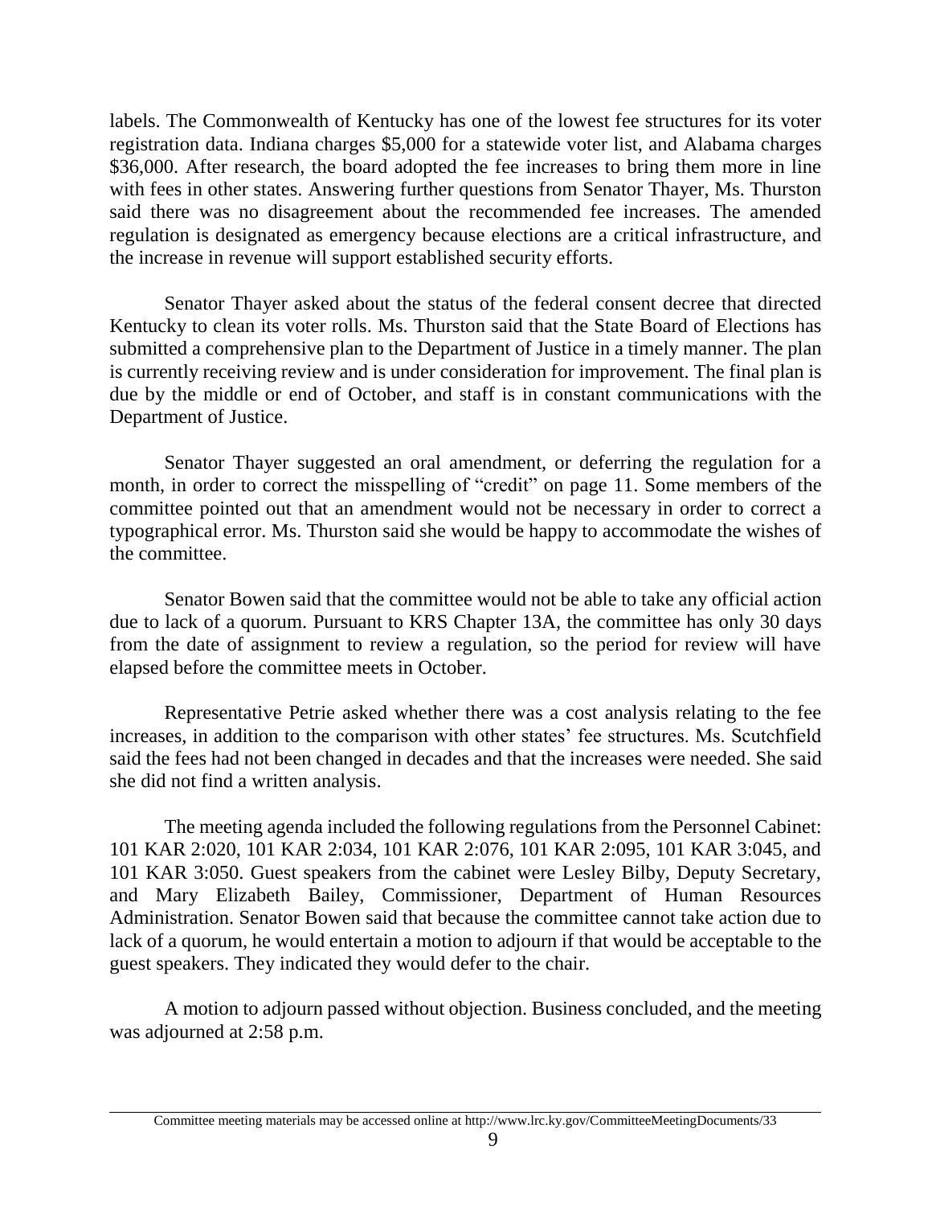labels. The Commonwealth of Kentucky has one of the lowest fee structures for its voter registration data. Indiana charges $5,000 for a statewide voter list, and Alabama charges $36,000. After research, the board adopted the fee increases to bring them more in line with fees in other states. Answering further questions from Senator Thayer, Ms. Thurston said there was no disagreement about the recommended fee increases. The amended regulation is designated as emergency because elections are a critical infrastructure, and the increase in revenue will support established security efforts.

Senator Thayer asked about the status of the federal consent decree that directed Kentucky to clean its voter rolls. Ms. Thurston said that the State Board of Elections has submitted a comprehensive plan to the Department of Justice in a timely manner. The plan is currently receiving review and is under consideration for improvement. The final plan is due by the middle or end of October, and staff is in constant communications with the Department of Justice.

Senator Thayer suggested an oral amendment, or deferring the regulation for a month, in order to correct the misspelling of "credit" on page 11. Some members of the committee pointed out that an amendment would not be necessary in order to correct a typographical error. Ms. Thurston said she would be happy to accommodate the wishes of the committee.

Senator Bowen said that the committee would not be able to take any official action due to lack of a quorum. Pursuant to KRS Chapter 13A, the committee has only 30 days from the date of assignment to review a regulation, so the period for review will have elapsed before the committee meets in October.

Representative Petrie asked whether there was a cost analysis relating to the fee increases, in addition to the comparison with other states' fee structures. Ms. Scutchfield said the fees had not been changed in decades and that the increases were needed. She said she did not find a written analysis.

The meeting agenda included the following regulations from the Personnel Cabinet: 101 KAR 2:020, 101 KAR 2:034, 101 KAR 2:076, 101 KAR 2:095, 101 KAR 3:045, and 101 KAR 3:050. Guest speakers from the cabinet were Lesley Bilby, Deputy Secretary, and Mary Elizabeth Bailey, Commissioner, Department of Human Resources Administration. Senator Bowen said that because the committee cannot take action due to lack of a quorum, he would entertain a motion to adjourn if that would be acceptable to the guest speakers. They indicated they would defer to the chair.

A motion to adjourn passed without objection. Business concluded, and the meeting was adjourned at 2:58 p.m.

Committee meeting materials may be accessed online at http://www.lrc.ky.gov/CommitteeMeetingDocuments/33